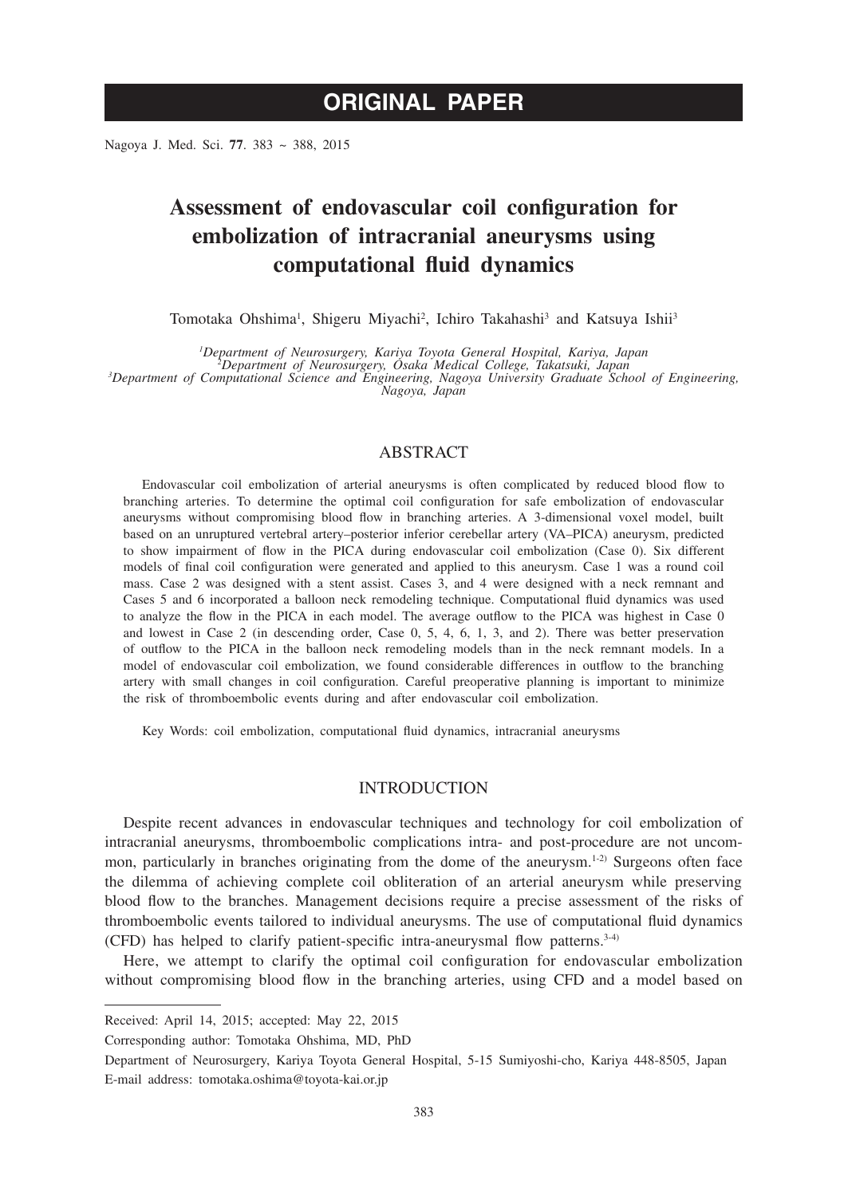ORIGINAL PAPER

# Assessment of endovascular coil configuration for embolization of intracranial aneurysms using computational fluid dynamics

Tomotaka Ohshima[1], Shigeru Miyachi[2], Ichiro Takahashi[3] and Katsuya Ishii[3]

*[1]Department of Neurosurgery, Kariya Toyota General Hospital, Kariya, Japan*
*[2]Department of Neurosurgery, Osaka Medical College, Takatsuki, Japan*
*[3]Department of Computational Science and Engineering, Nagoya University Graduate School of Engineering, Nagoya, Japan*

## ABSTRACT

Endovascular coil embolization of arterial aneurysms is often complicated by reduced blood flow to branching arteries. To determine the optimal coil configuration for safe embolization of endovascular aneurysms without compromising blood flow in branching arteries. A 3-dimensional voxel model, built based on an unruptured vertebral artery–posterior inferior cerebellar artery (VA–PICA) aneurysm, predicted to show impairment of flow in the PICA during endovascular coil embolization (Case 0). Six different models of final coil configuration were generated and applied to this aneurysm. Case 1 was a round coil mass. Case 2 was designed with a stent assist. Cases 3, and 4 were designed with a neck remnant and Cases 5 and 6 incorporated a balloon neck remodeling technique. Computational fluid dynamics was used to analyze the flow in the PICA in each model. The average outflow to the PICA was highest in Case 0 and lowest in Case 2 (in descending order, Case 0, 5, 4, 6, 1, 3, and 2). There was better preservation of outflow to the PICA in the balloon neck remodeling models than in the neck remnant models. In a model of endovascular coil embolization, we found considerable differences in outflow to the branching artery with small changes in coil configuration. Careful preoperative planning is important to minimize the risk of thromboembolic events during and after endovascular coil embolization.

Key Words: coil embolization, computational fluid dynamics, intracranial aneurysms

## INTRODUCTION

Despite recent advances in endovascular techniques and technology for coil embolization of intracranial aneurysms, thromboembolic complications intra- and post-procedure are not uncommon, particularly in branches originating from the dome of the aneurysm.[1-2] Surgeons often face the dilemma of achieving complete coil obliteration of an arterial aneurysm while preserving blood flow to the branches. Management decisions require a precise assessment of the risks of thromboembolic events tailored to individual aneurysms. The use of computational fluid dynamics (CFD) has helped to clarify patient-specific intra-aneurysmal flow patterns.[3-4]

Here, we attempt to clarify the optimal coil configuration for endovascular embolization without compromising blood flow in the branching arteries, using CFD and a model based on

---

Received: April 14, 2015; accepted: May 22, 2015

Corresponding author: Tomotaka Ohshima, MD, PhD

Department of Neurosurgery, Kariya Toyota General Hospital, 5-15 Sumiyoshi-cho, Kariya 448-8505, Japan
E-mail address: tomotaka.oshima@toyota-kai.or.jp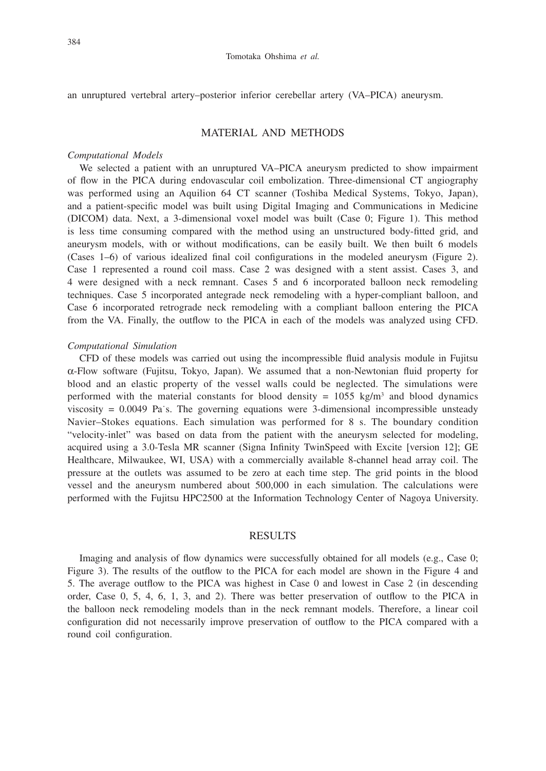an unruptured vertebral artery–posterior inferior cerebellar artery (VA–PICA) aneurysm.

## MATERIAL AND METHODS

### *Computational Models*

We selected a patient with an unruptured VA–PICA aneurysm predicted to show impairment of flow in the PICA during endovascular coil embolization. Three-dimensional CT angiography was performed using an Aquilion 64 CT scanner (Toshiba Medical Systems, Tokyo, Japan), and a patient-specific model was built using Digital Imaging and Communications in Medicine (DICOM) data. Next, a 3-dimensional voxel model was built (Case 0; Figure 1). This method is less time consuming compared with the method using an unstructured body-fitted grid, and aneurysm models, with or without modifications, can be easily built. We then built 6 models (Cases 1–6) of various idealized final coil configurations in the modeled aneurysm (Figure 2). Case 1 represented a round coil mass. Case 2 was designed with a stent assist. Cases 3, and 4 were designed with a neck remnant. Cases 5 and 6 incorporated balloon neck remodeling techniques. Case 5 incorporated antegrade neck remodeling with a hyper-compliant balloon, and Case 6 incorporated retrograde neck remodeling with a compliant balloon entering the PICA from the VA. Finally, the outflow to the PICA in each of the models was analyzed using CFD.

### *Computational Simulation*

CFD of these models was carried out using the incompressible fluid analysis module in Fujitsu $\alpha$-Flow software (Fujitsu, Tokyo, Japan). We assumed that a non-Newtonian fluid property for blood and an elastic property of the vessel walls could be neglected. The simulations were performed with the material constants for blood density = 1055 kg/m$^3$ and blood dynamics viscosity = 0.0049 Pa˙s. The governing equations were 3-dimensional incompressible unsteady Navier–Stokes equations. Each simulation was performed for 8 s. The boundary condition "velocity-inlet" was based on data from the patient with the aneurysm selected for modeling, acquired using a 3.0-Tesla MR scanner (Signa Infinity TwinSpeed with Excite [version 12]; GE Healthcare, Milwaukee, WI, USA) with a commercially available 8-channel head array coil. The pressure at the outlets was assumed to be zero at each time step. The grid points in the blood vessel and the aneurysm numbered about 500,000 in each simulation. The calculations were performed with the Fujitsu HPC2500 at the Information Technology Center of Nagoya University.

## RESULTS

Imaging and analysis of flow dynamics were successfully obtained for all models (e.g., Case 0; Figure 3). The results of the outflow to the PICA for each model are shown in the Figure 4 and 5. The average outflow to the PICA was highest in Case 0 and lowest in Case 2 (in descending order, Case 0, 5, 4, 6, 1, 3, and 2). There was better preservation of outflow to the PICA in the balloon neck remodeling models than in the neck remnant models. Therefore, a linear coil configuration did not necessarily improve preservation of outflow to the PICA compared with a round coil configuration.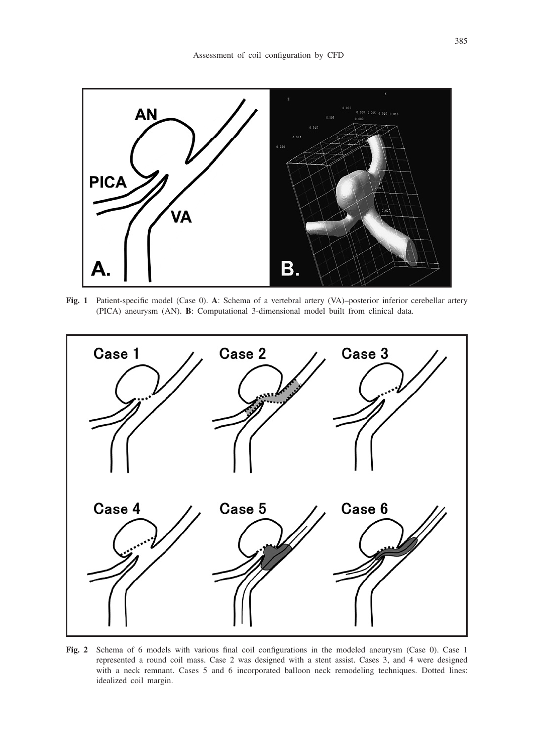**Fig. 1** Patient-specific model (Case 0). **A**: Schema of a vertebral artery (VA)–posterior inferior cerebellar artery (PICA) aneurysm (AN). **B**: Computational 3-dimensional model built from clinical data.

**Fig. 2** Schema of 6 models with various final coil configurations in the modeled aneurysm (Case 0). Case 1 represented a round coil mass. Case 2 was designed with a stent assist. Cases 3, and 4 were designed with a neck remnant. Cases 5 and 6 incorporated balloon neck remodeling techniques. Dotted lines: idealized coil margin.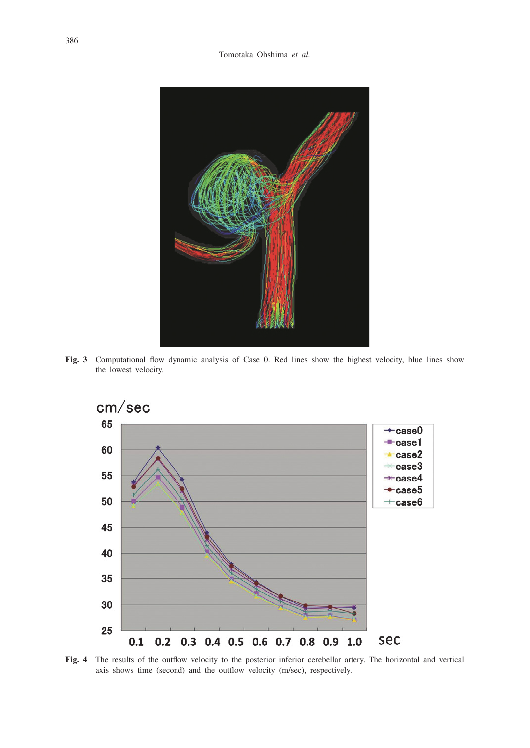**Fig. 3** Computational flow dynamic analysis of Case 0. Red lines show the highest velocity, blue lines show the lowest velocity.

**Fig. 4** The results of the outflow velocity to the posterior inferior cerebellar artery. The horizontal and vertical axis shows time (second) and the outflow velocity (m/sec), respectively.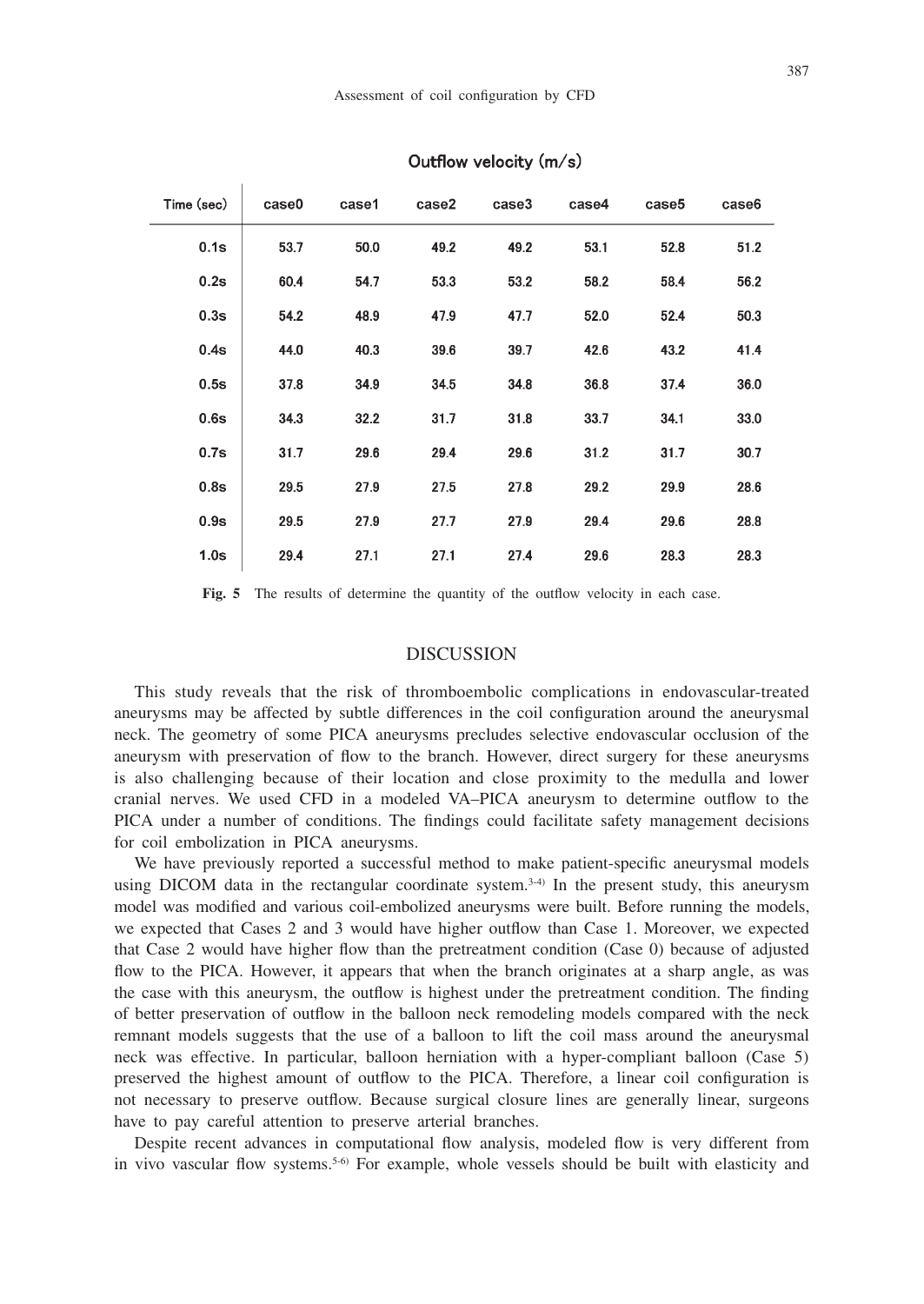**Outflow velocity (m/s)**

| Time (sec) | case0 | case1 | case2 | case3 | case4 | case5 | case6 |
|---|---|---|---|---|---|---|---|
| 0.1s | 53.7 | 50.0 | 49.2 | 49.2 | 53.1 | 52.8 | 51.2 |
| 0.2s | 60.4 | 54.7 | 53.3 | 53.2 | 58.2 | 58.4 | 56.2 |
| 0.3s | 54.2 | 48.9 | 47.9 | 47.7 | 52.0 | 52.4 | 50.3 |
| 0.4s | 44.0 | 40.3 | 39.6 | 39.7 | 42.6 | 43.2 | 41.4 |
| 0.5s | 37.8 | 34.9 | 34.5 | 34.8 | 36.8 | 37.4 | 36.0 |
| 0.6s | 34.3 | 32.2 | 31.7 | 31.8 | 33.7 | 34.1 | 33.0 |
| 0.7s | 31.7 | 29.6 | 29.4 | 29.6 | 31.2 | 31.7 | 30.7 |
| 0.8s | 29.5 | 27.9 | 27.5 | 27.8 | 29.2 | 29.9 | 28.6 |
| 0.9s | 29.5 | 27.9 | 27.7 | 27.9 | 29.4 | 29.6 | 28.8 |
| 1.0s | 29.4 | 27.1 | 27.1 | 27.4 | 29.6 | 28.3 | 28.3 |

**Fig. 5** The results of determine the quantity of the outflow velocity in each case.

## DISCUSSION

This study reveals that the risk of thromboembolic complications in endovascular-treated aneurysms may be affected by subtle differences in the coil configuration around the aneurysmal neck. The geometry of some PICA aneurysms precludes selective endovascular occlusion of the aneurysm with preservation of flow to the branch. However, direct surgery for these aneurysms is also challenging because of their location and close proximity to the medulla and lower cranial nerves. We used CFD in a modeled VA–PICA aneurysm to determine outflow to the PICA under a number of conditions. The findings could facilitate safety management decisions for coil embolization in PICA aneurysms.

We have previously reported a successful method to make patient-specific aneurysmal models using DICOM data in the rectangular coordinate system.[3-4] In the present study, this aneurysm model was modified and various coil-embolized aneurysms were built. Before running the models, we expected that Cases 2 and 3 would have higher outflow than Case 1. Moreover, we expected that Case 2 would have higher flow than the pretreatment condition (Case 0) because of adjusted flow to the PICA. However, it appears that when the branch originates at a sharp angle, as was the case with this aneurysm, the outflow is highest under the pretreatment condition. The finding of better preservation of outflow in the balloon neck remodeling models compared with the neck remnant models suggests that the use of a balloon to lift the coil mass around the aneurysmal neck was effective. In particular, balloon herniation with a hyper-compliant balloon (Case 5) preserved the highest amount of outflow to the PICA. Therefore, a linear coil configuration is not necessary to preserve outflow. Because surgical closure lines are generally linear, surgeons have to pay careful attention to preserve arterial branches.

Despite recent advances in computational flow analysis, modeled flow is very different from in vivo vascular flow systems.[5-6] For example, whole vessels should be built with elasticity and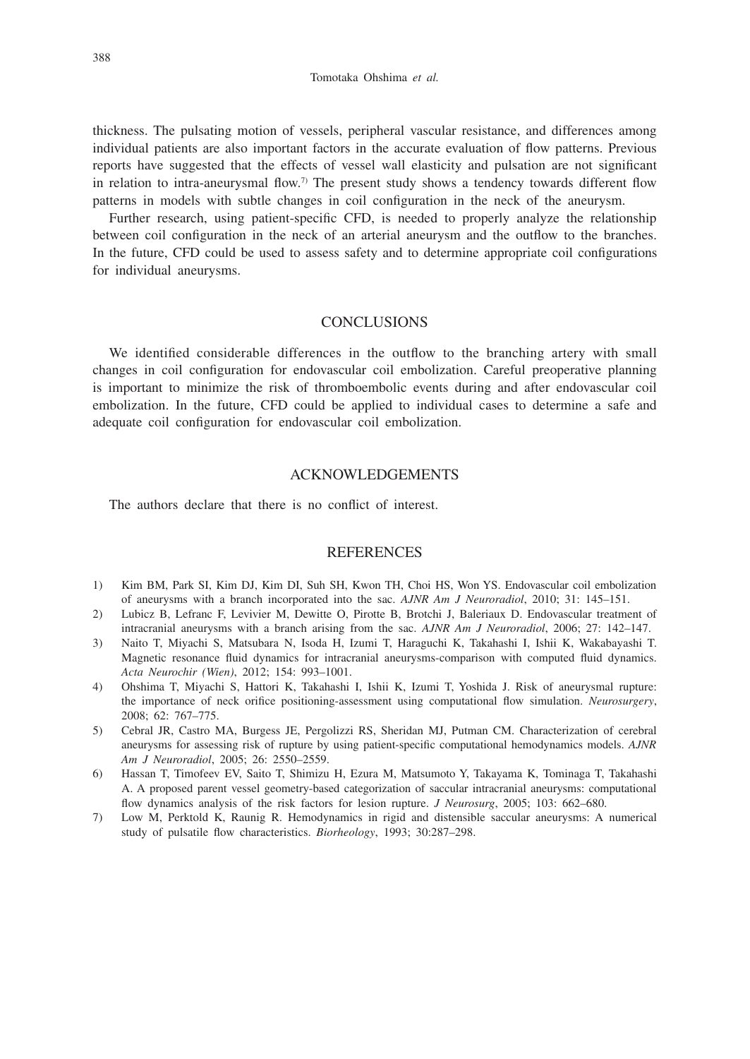thickness. The pulsating motion of vessels, peripheral vascular resistance, and differences among individual patients are also important factors in the accurate evaluation of flow patterns. Previous reports have suggested that the effects of vessel wall elasticity and pulsation are not significant in relation to intra-aneurysmal flow.[7] The present study shows a tendency towards different flow patterns in models with subtle changes in coil configuration in the neck of the aneurysm.

Further research, using patient-specific CFD, is needed to properly analyze the relationship between coil configuration in the neck of an arterial aneurysm and the outflow to the branches. In the future, CFD could be used to assess safety and to determine appropriate coil configurations for individual aneurysms.

## CONCLUSIONS

We identified considerable differences in the outflow to the branching artery with small changes in coil configuration for endovascular coil embolization. Careful preoperative planning is important to minimize the risk of thromboembolic events during and after endovascular coil embolization. In the future, CFD could be applied to individual cases to determine a safe and adequate coil configuration for endovascular coil embolization.

## ACKNOWLEDGEMENTS

The authors declare that there is no conflict of interest.

## REFERENCES

1) Kim BM, Park SI, Kim DJ, Kim DI, Suh SH, Kwon TH, Choi HS, Won YS. Endovascular coil embolization of aneurysms with a branch incorporated into the sac. *AJNR Am J Neuroradiol*, 2010; 31: 145–151.
2) Lubicz B, Lefranc F, Levivier M, Dewitte O, Pirotte B, Brotchi J, Baleriaux D. Endovascular treatment of intracranial aneurysms with a branch arising from the sac. *AJNR Am J Neuroradiol*, 2006; 27: 142–147.
3) Naito T, Miyachi S, Matsubara N, Isoda H, Izumi T, Haraguchi K, Takahashi I, Ishii K, Wakabayashi T. Magnetic resonance fluid dynamics for intracranial aneurysms-comparison with computed fluid dynamics. *Acta Neurochir (Wien)*, 2012; 154: 993–1001.
4) Ohshima T, Miyachi S, Hattori K, Takahashi I, Ishii K, Izumi T, Yoshida J. Risk of aneurysmal rupture: the importance of neck orifice positioning-assessment using computational flow simulation. *Neurosurgery*, 2008; 62: 767–775.
5) Cebral JR, Castro MA, Burgess JE, Pergolizzi RS, Sheridan MJ, Putman CM. Characterization of cerebral aneurysms for assessing risk of rupture by using patient-specific computational hemodynamics models. *AJNR Am J Neuroradiol*, 2005; 26: 2550–2559.
6) Hassan T, Timofeev EV, Saito T, Shimizu H, Ezura M, Matsumoto Y, Takayama K, Tominaga T, Takahashi A. A proposed parent vessel geometry-based categorization of saccular intracranial aneurysms: computational flow dynamics analysis of the risk factors for lesion rupture. *J Neurosurg*, 2005; 103: 662–680.
7) Low M, Perktold K, Raunig R. Hemodynamics in rigid and distensible saccular aneurysms: A numerical study of pulsatile flow characteristics. *Biorheology*, 1993; 30:287–298.